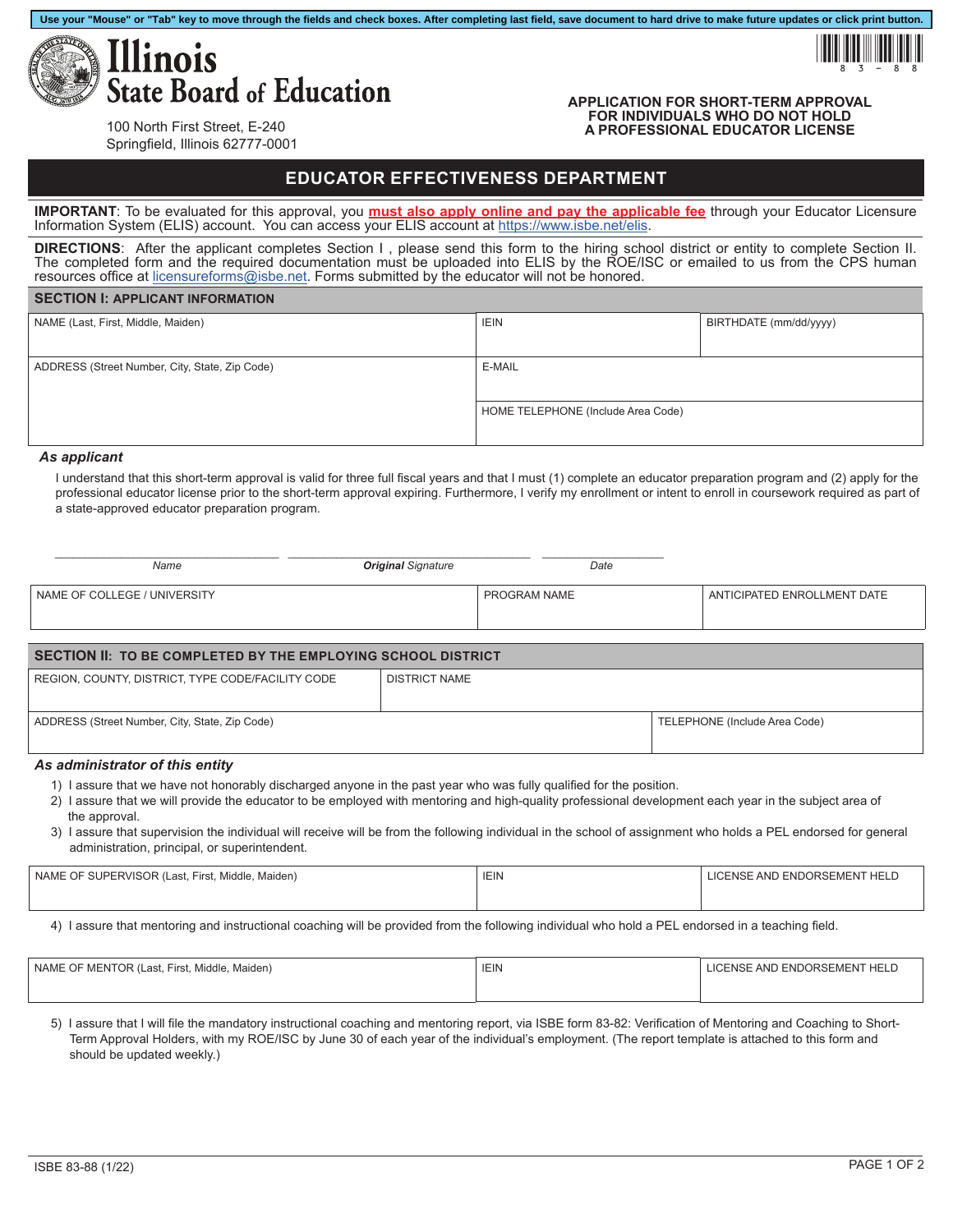Use your "Mouse" or "Tab" key to move through the fields and check boxes. After completing last field, save document to hard drive to make future updates or click print button.

# Illinois State Board of Education

100 North First Street, E-240
Springfield, Illinois 62777-0001

83-88

**APPLICATION FOR SHORT-TERM APPROVAL FOR INDIVIDUALS WHO DO NOT HOLD A PROFESSIONAL EDUCATOR LICENSE**

## EDUCATOR EFFECTIVENESS DEPARTMENT

**IMPORTANT**: To be evaluated for this approval, you **must also apply online and pay the applicable fee** through your Educator Licensure Information System (ELIS) account. You can access your ELIS account at https://www.isbe.net/elis.

**DIRECTIONS**: After the applicant completes Section I , please send this form to the hiring school district or entity to complete Section II. The completed form and the required documentation must be uploaded into ELIS by the ROE/ISC or emailed to us from the CPS human resources office at licensureforms@isbe.net. Forms submitted by the educator will not be honored.

## SECTION I: APPLICANT INFORMATION

| NAME (Last, First, Middle, Maiden) | IEIN | BIRTHDATE (mm/dd/yyyy) |
|---|---|---|
| ADDRESS (Street Number, City, State, Zip Code) | E-MAIL | |
| | HOME TELEPHONE (Include Area Code) | |

***As applicant***

I understand that this short-term approval is valid for three full fiscal years and that I must (1) complete an educator preparation program and (2) apply for the professional educator license prior to the short-term approval expiring. Furthermore, I verify my enrollment or intent to enroll in coursework required as part of a state-approved educator preparation program.

| _Name_ | _**Original** Signature_ | _Date_ |
|---|---|---|

| NAME OF COLLEGE / UNIVERSITY | PROGRAM NAME | ANTICIPATED ENROLLMENT DATE |
|---|---|---|

## SECTION II: TO BE COMPLETED BY THE EMPLOYING SCHOOL DISTRICT

| REGION, COUNTY, DISTRICT, TYPE CODE/FACILITY CODE | DISTRICT NAME |
|---|---|
| ADDRESS (Street Number, City, State, Zip Code) | TELEPHONE (Include Area Code) |

***As administrator of this entity***

1) I assure that we have not honorably discharged anyone in the past year who was fully qualified for the position.
2) I assure that we will provide the educator to be employed with mentoring and high-quality professional development each year in the subject area of the approval.
3) I assure that supervision the individual will receive will be from the following individual in the school of assignment who holds a PEL endorsed for general administration, principal, or superintendent.

| NAME OF SUPERVISOR (Last, First, Middle, Maiden) | IEIN | LICENSE AND ENDORSEMENT HELD |
|---|---|---|

4) I assure that mentoring and instructional coaching will be provided from the following individual who hold a PEL endorsed in a teaching field.

| NAME OF MENTOR (Last, First, Middle, Maiden) | IEIN | LICENSE AND ENDORSEMENT HELD |
|---|---|---|

5) I assure that I will file the mandatory instructional coaching and mentoring report, via ISBE form 83-82: Verification of Mentoring and Coaching to Short-Term Approval Holders, with my ROE/ISC by June 30 of each year of the individual's employment. (The report template is attached to this form and should be updated weekly.)

ISBE 83-88 (1/22)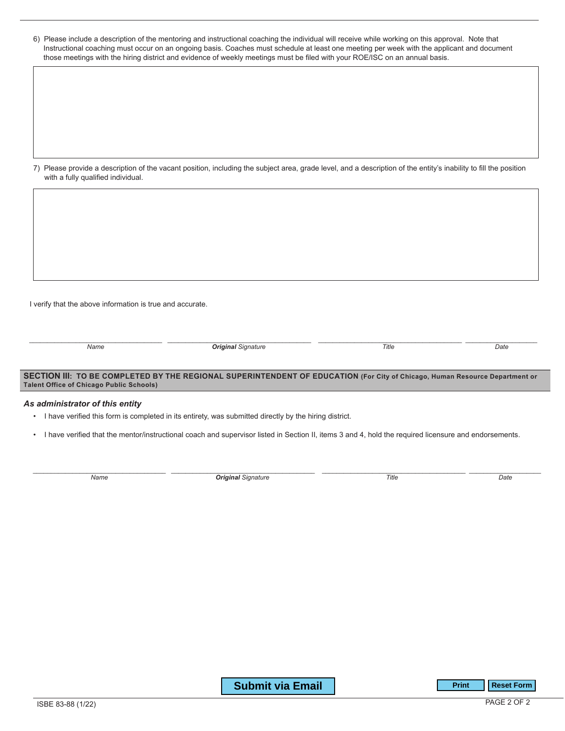6) Please include a description of the mentoring and instructional coaching the individual will receive while working on this approval. Note that Instructional coaching must occur on an ongoing basis. Coaches must schedule at least one meeting per week with the applicant and document those meetings with the hiring district and evidence of weekly meetings must be filed with your ROE/ISC on an annual basis.

7) Please provide a description of the vacant position, including the subject area, grade level, and a description of the entity's inability to fill the position with a fully qualified individual.

I verify that the above information is true and accurate.

| | | | |
|---|---|---|---|
| _Name_ | _**Original** Signature_ | _Title_ | _Date_ |

## SECTION III: TO BE COMPLETED BY THE REGIONAL SUPERINTENDENT OF EDUCATION (For City of Chicago, Human Resource Department or Talent Office of Chicago Public Schools)

***As administrator of this entity***

- I have verified this form is completed in its entirety, was submitted directly by the hiring district.
- I have verified that the mentor/instructional coach and supervisor listed in Section II, items 3 and 4, hold the required licensure and endorsements.

| | | | |
|---|---|---|---|
| _Name_ | _**Original** Signature_ | _Title_ | _Date_ |

Submit via Email

Print

Reset Form

ISBE 83-88 (1/22)